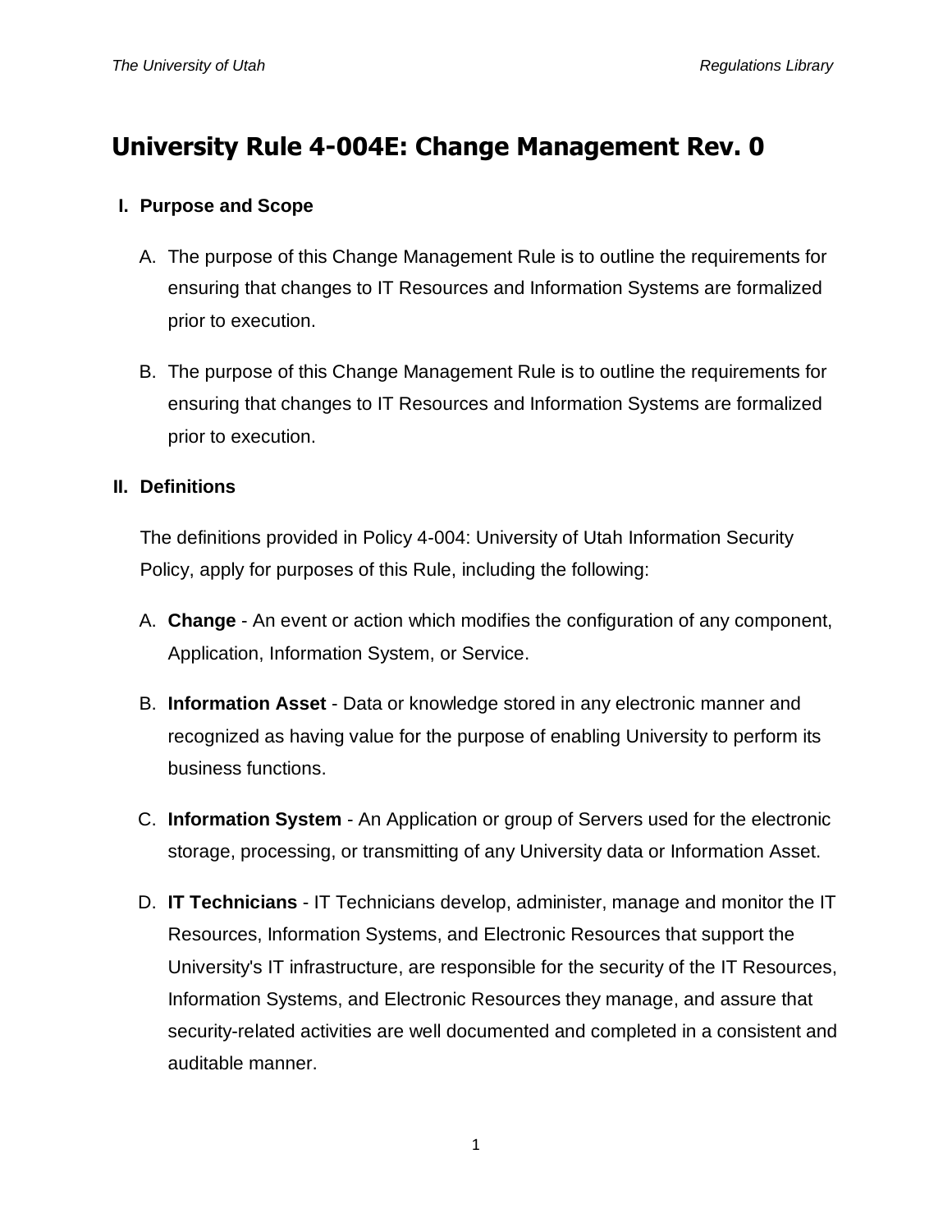# University Rule 4-004E: Change Management Rev. 0

## I. Purpose and Scope

A. The purpose of this Change Management Rule is to outline the requirements for ensuring that changes to IT Resources and Information Systems are formalized prior to execution.

B. The purpose of this Change Management Rule is to outline the requirements for ensuring that changes to IT Resources and Information Systems are formalized prior to execution.

## II. Definitions

The definitions provided in Policy 4-004: University of Utah Information Security Policy, apply for purposes of this Rule, including the following:

A. **Change** - An event or action which modifies the configuration of any component, Application, Information System, or Service.

B. **Information Asset** - Data or knowledge stored in any electronic manner and recognized as having value for the purpose of enabling University to perform its business functions.

C. **Information System** - An Application or group of Servers used for the electronic storage, processing, or transmitting of any University data or Information Asset.

D. **IT Technicians** - IT Technicians develop, administer, manage and monitor the IT Resources, Information Systems, and Electronic Resources that support the University's IT infrastructure, are responsible for the security of the IT Resources, Information Systems, and Electronic Resources they manage, and assure that security-related activities are well documented and completed in a consistent and auditable manner.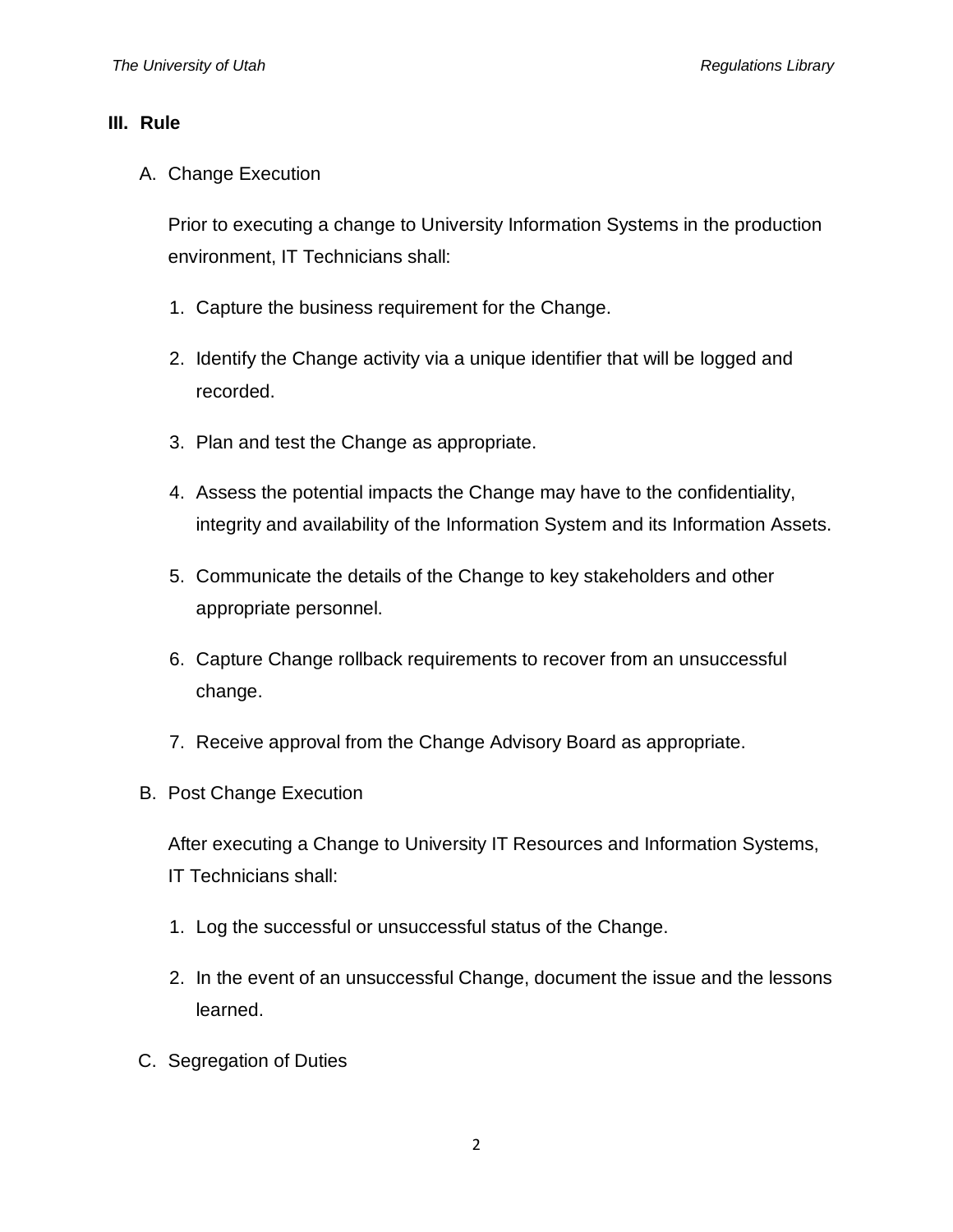## III. Rule

A. Change Execution

   Prior to executing a change to University Information Systems in the production environment, IT Technicians shall:

   1. Capture the business requirement for the Change.
   2. Identify the Change activity via a unique identifier that will be logged and recorded.
   3. Plan and test the Change as appropriate.
   4. Assess the potential impacts the Change may have to the confidentiality, integrity and availability of the Information System and its Information Assets.
   5. Communicate the details of the Change to key stakeholders and other appropriate personnel.
   6. Capture Change rollback requirements to recover from an unsuccessful change.
   7. Receive approval from the Change Advisory Board as appropriate.

B. Post Change Execution

   After executing a Change to University IT Resources and Information Systems, IT Technicians shall:

   1. Log the successful or unsuccessful status of the Change.
   2. In the event of an unsuccessful Change, document the issue and the lessons learned.

C. Segregation of Duties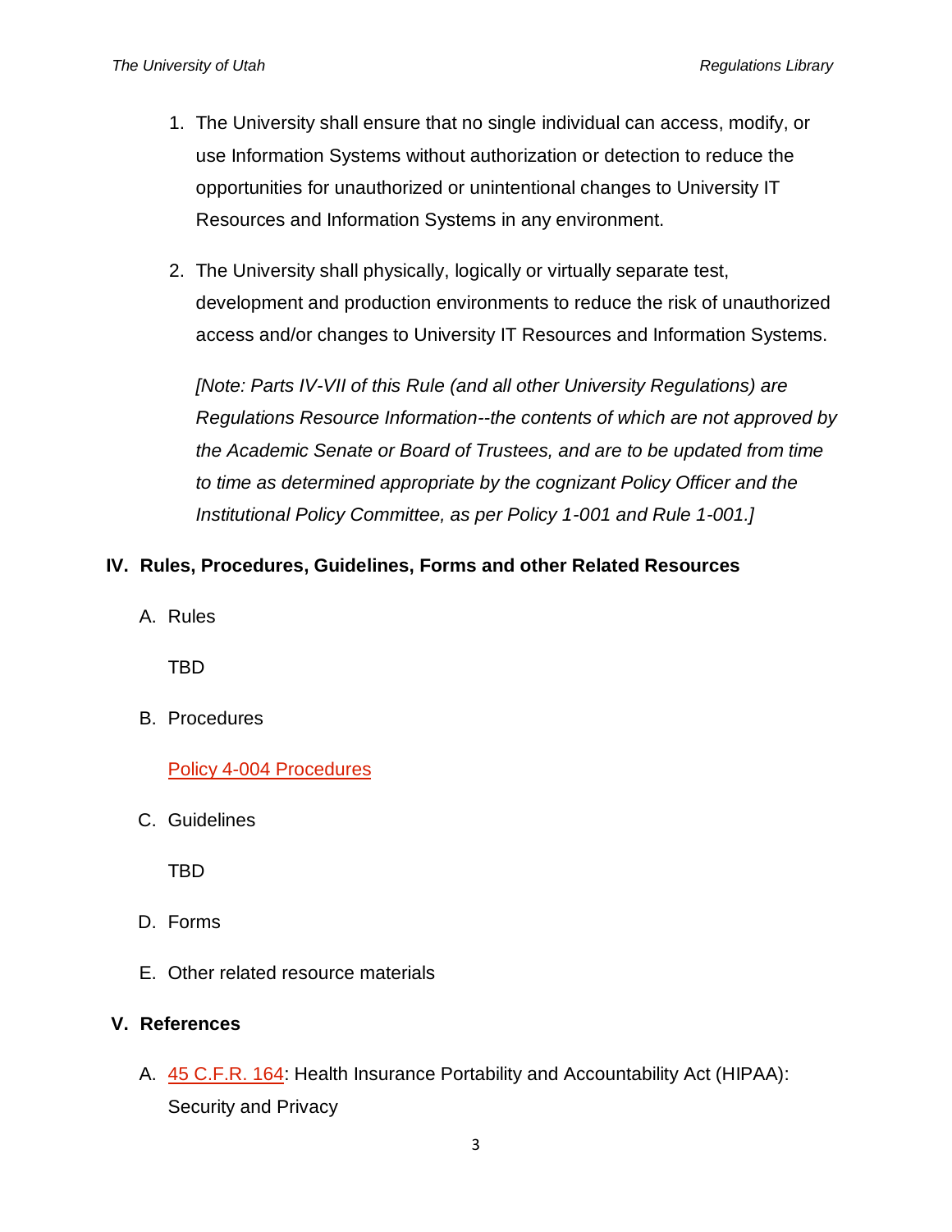1. The University shall ensure that no single individual can access, modify, or use Information Systems without authorization or detection to reduce the opportunities for unauthorized or unintentional changes to University IT Resources and Information Systems in any environment.

2. The University shall physically, logically or virtually separate test, development and production environments to reduce the risk of unauthorized access and/or changes to University IT Resources and Information Systems.

   *[Note: Parts IV-VII of this Rule (and all other University Regulations) are Regulations Resource Information--the contents of which are not approved by the Academic Senate or Board of Trustees, and are to be updated from time to time as determined appropriate by the cognizant Policy Officer and the Institutional Policy Committee, as per Policy 1-001 and Rule 1-001.]*

## IV. Rules, Procedures, Guidelines, Forms and other Related Resources

A. Rules

   TBD

B. Procedures

   Policy 4-004 Procedures

C. Guidelines

   TBD

D. Forms

E. Other related resource materials

## V. References

A. 45 C.F.R. 164: Health Insurance Portability and Accountability Act (HIPAA): Security and Privacy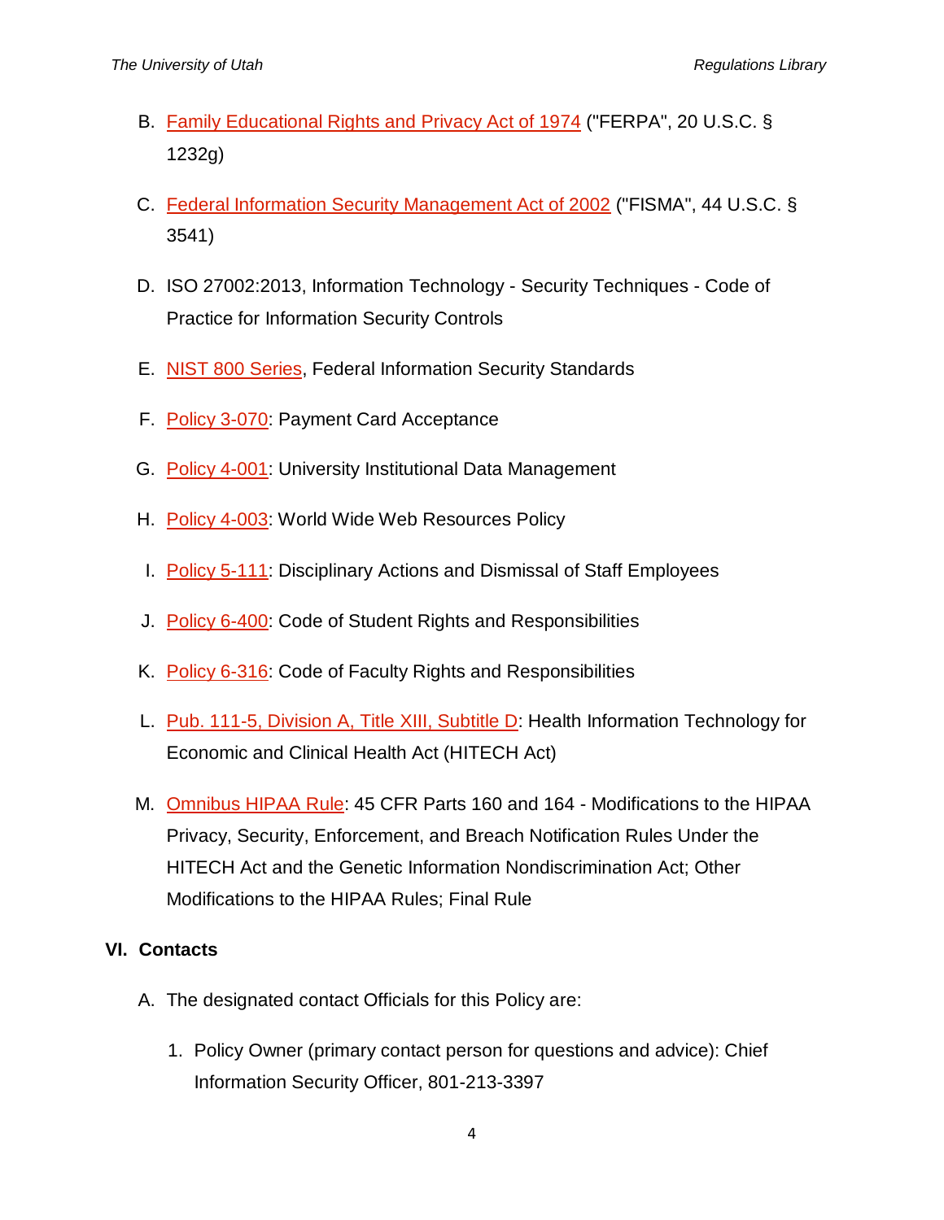B. Family Educational Rights and Privacy Act of 1974 ("FERPA", 20 U.S.C. § 1232g)

C. Federal Information Security Management Act of 2002 ("FISMA", 44 U.S.C. § 3541)

D. ISO 27002:2013, Information Technology - Security Techniques - Code of Practice for Information Security Controls

E. NIST 800 Series, Federal Information Security Standards

F. Policy 3-070: Payment Card Acceptance

G. Policy 4-001: University Institutional Data Management

H. Policy 4-003: World Wide Web Resources Policy

I. Policy 5-111: Disciplinary Actions and Dismissal of Staff Employees

J. Policy 6-400: Code of Student Rights and Responsibilities

K. Policy 6-316: Code of Faculty Rights and Responsibilities

L. Pub. 111-5, Division A, Title XIII, Subtitle D: Health Information Technology for Economic and Clinical Health Act (HITECH Act)

M. Omnibus HIPAA Rule: 45 CFR Parts 160 and 164 - Modifications to the HIPAA Privacy, Security, Enforcement, and Breach Notification Rules Under the HITECH Act and the Genetic Information Nondiscrimination Act; Other Modifications to the HIPAA Rules; Final Rule

## VI. Contacts

A. The designated contact Officials for this Policy are:

1. Policy Owner (primary contact person for questions and advice): Chief Information Security Officer, 801-213-3397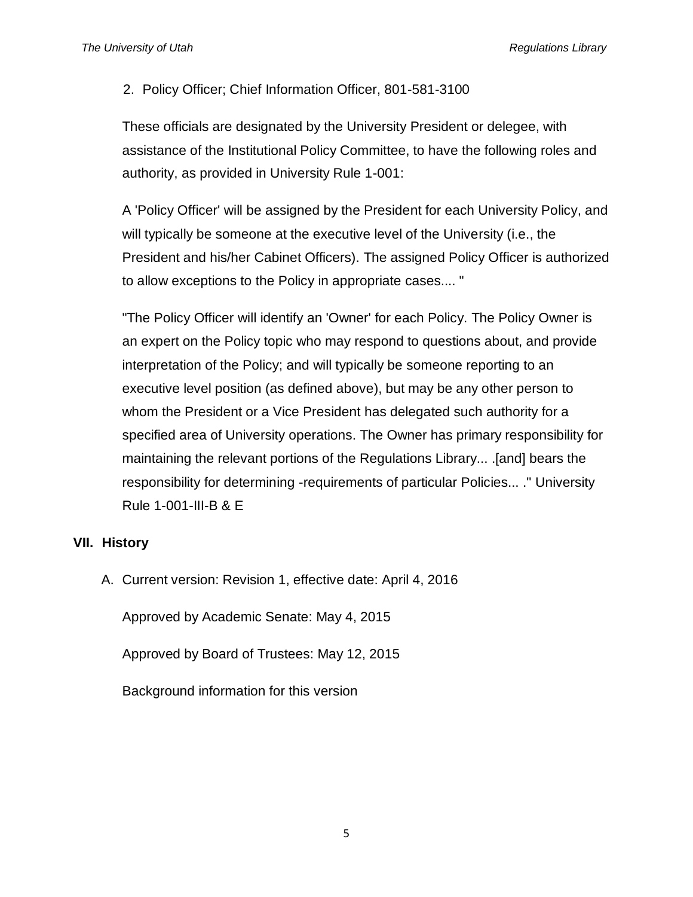2. Policy Officer; Chief Information Officer, 801-581-3100

These officials are designated by the University President or delegee, with assistance of the Institutional Policy Committee, to have the following roles and authority, as provided in University Rule 1-001:

A 'Policy Officer' will be assigned by the President for each University Policy, and will typically be someone at the executive level of the University (i.e., the President and his/her Cabinet Officers). The assigned Policy Officer is authorized to allow exceptions to the Policy in appropriate cases.... "

"The Policy Officer will identify an 'Owner' for each Policy. The Policy Owner is an expert on the Policy topic who may respond to questions about, and provide interpretation of the Policy; and will typically be someone reporting to an executive level position (as defined above), but may be any other person to whom the President or a Vice President has delegated such authority for a specified area of University operations. The Owner has primary responsibility for maintaining the relevant portions of the Regulations Library... .[and] bears the responsibility for determining -requirements of particular Policies... ." University Rule 1-001-III-B & E

## VII. History

A. Current version: Revision 1, effective date: April 4, 2016

Approved by Academic Senate: May 4, 2015

Approved by Board of Trustees: May 12, 2015

Background information for this version